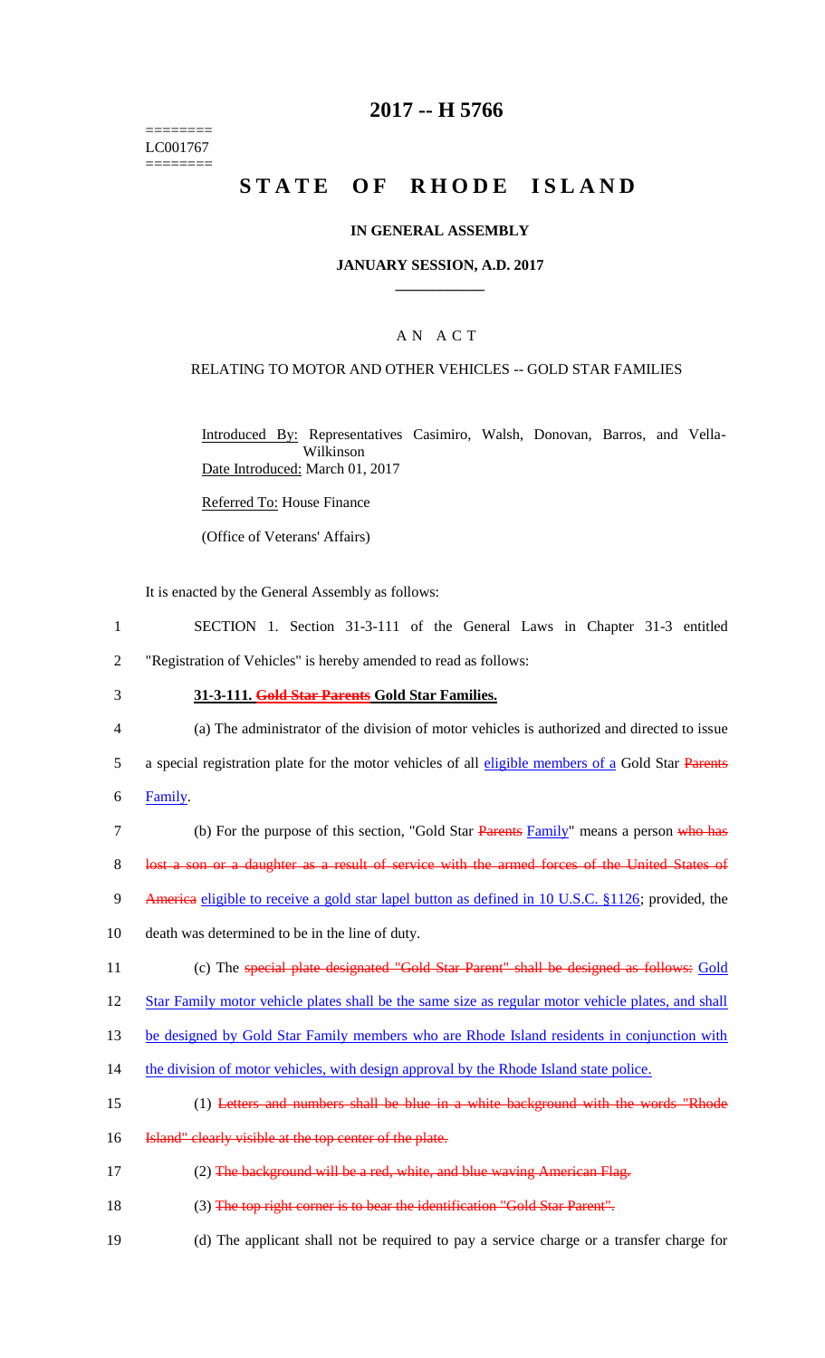========
LC001767
========

# 2017 -- H 5766

# STATE OF RHODE ISLAND

### IN GENERAL ASSEMBLY

### JANUARY SESSION, A.D. 2017

---

## A N A C T

### RELATING TO MOTOR AND OTHER VEHICLES -- GOLD STAR FAMILIES

Introduced By: Representatives Casimiro, Walsh, Donovan, Barros, and Vella-Wilkinson

Date Introduced: March 01, 2017

Referred To: House Finance

(Office of Veterans' Affairs)

It is enacted by the General Assembly as follows:

1 SECTION 1. Section 31-3-111 of the General Laws in Chapter 31-3 entitled
2 "Registration of Vehicles" is hereby amended to read as follows:

3 **31-3-111. ~~Gold Star Parents~~ Gold Star Families.**

4 (a) The administrator of the division of motor vehicles is authorized and directed to issue
5 a special registration plate for the motor vehicles of all eligible members of a Gold Star ~~Parents~~
6 Family.

7 (b) For the purpose of this section, "Gold Star ~~Parents~~ Family" means a person ~~who has~~
8 ~~lost a son or a daughter as a result of service with the armed forces of the United States of~~
9 ~~America~~ eligible to receive a gold star lapel button as defined in 10 U.S.C. §1126; provided, the
10 death was determined to be in the line of duty.

11 (c) The ~~special plate designated "Gold Star Parent" shall be designed as follows:~~ Gold
12 Star Family motor vehicle plates shall be the same size as regular motor vehicle plates, and shall
13 be designed by Gold Star Family members who are Rhode Island residents in conjunction with
14 the division of motor vehicles, with design approval by the Rhode Island state police.

15 (1) ~~Letters and numbers shall be blue in a white background with the words "Rhode~~
16 ~~Island" clearly visible at the top center of the plate.~~

17 (2) ~~The background will be a red, white, and blue waving American Flag.~~

18 (3) ~~The top right corner is to bear the identification "Gold Star Parent".~~

19 (d) The applicant shall not be required to pay a service charge or a transfer charge for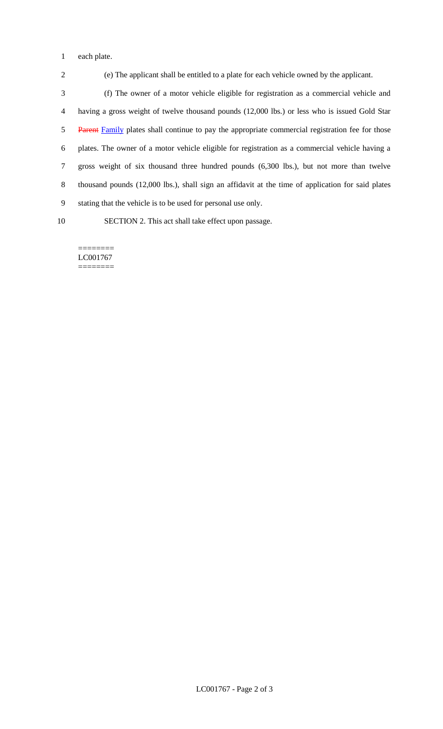each plate.

(e) The applicant shall be entitled to a plate for each vehicle owned by the applicant.

(f) The owner of a motor vehicle eligible for registration as a commercial vehicle and having a gross weight of twelve thousand pounds (12,000 lbs.) or less who is issued Gold Star ~~Parent~~ Family plates shall continue to pay the appropriate commercial registration fee for those plates. The owner of a motor vehicle eligible for registration as a commercial vehicle having a gross weight of six thousand three hundred pounds (6,300 lbs.), but not more than twelve thousand pounds (12,000 lbs.), shall sign an affidavit at the time of application for said plates stating that the vehicle is to be used for personal use only.

SECTION 2. This act shall take effect upon passage.

========
LC001767
========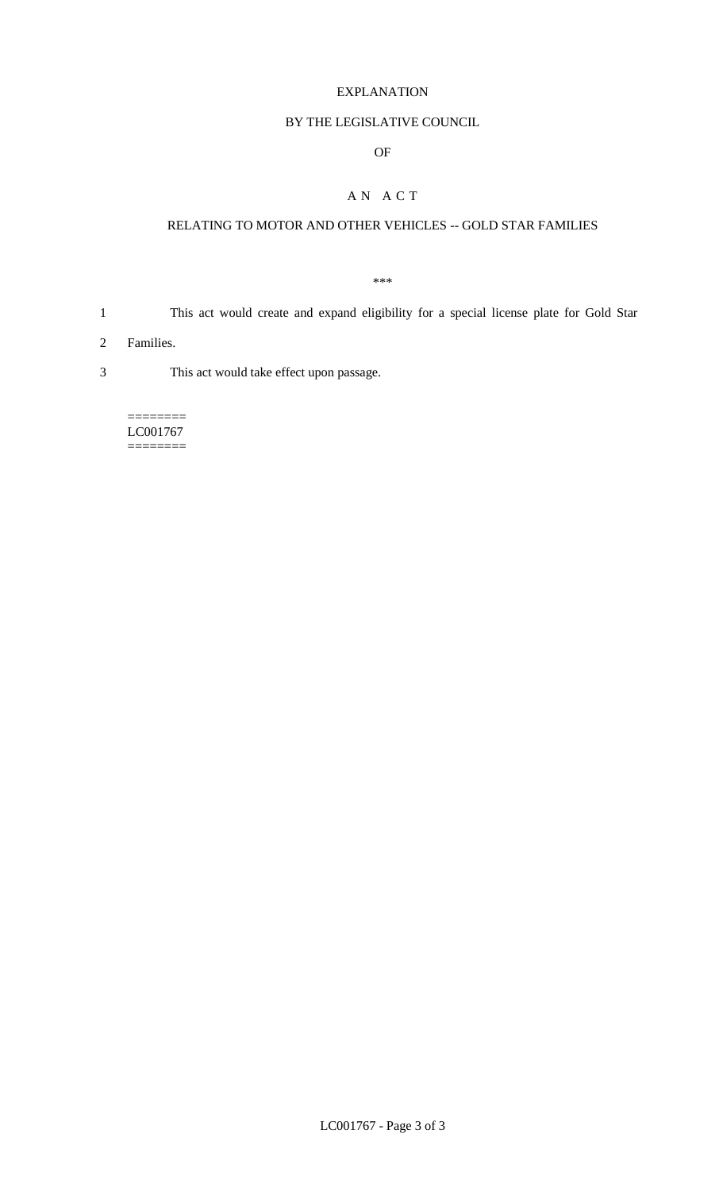EXPLANATION

BY THE LEGISLATIVE COUNCIL

OF

A N A C T

RELATING TO MOTOR AND OTHER VEHICLES -- GOLD STAR FAMILIES

\*\*\*

1 This act would create and expand eligibility for a special license plate for Gold Star
2 Families.
3 This act would take effect upon passage.

========
LC001767
========